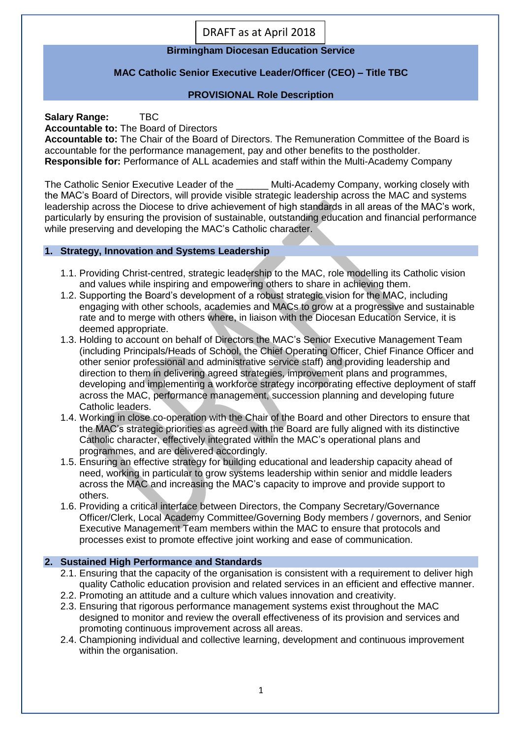DRAFT as at April 2018

**Birmingham Diocesan Education Service**

**MAC Catholic Senior Executive Leader/Officer (CEO) – Title TBC**

**PROVISIONAL Role Description**

**Salary Range:** TBC
**Accountable to:** The Board of Directors
**Accountable to:** The Chair of the Board of Directors. The Remuneration Committee of the Board is accountable for the performance management, pay and other benefits to the postholder.
**Responsible for:** Performance of ALL academies and staff within the Multi-Academy Company

The Catholic Senior Executive Leader of the ______ Multi-Academy Company, working closely with the MAC's Board of Directors, will provide visible strategic leadership across the MAC and systems leadership across the Diocese to drive achievement of high standards in all areas of the MAC's work, particularly by ensuring the provision of sustainable, outstanding education and financial performance while preserving and developing the MAC's Catholic character.

## 1. Strategy, Innovation and Systems Leadership

1.1. Providing Christ-centred, strategic leadership to the MAC, role modelling its Catholic vision and values while inspiring and empowering others to share in achieving them.
1.2. Supporting the Board's development of a robust strategic vision for the MAC, including engaging with other schools, academies and MACs to grow at a progressive and sustainable rate and to merge with others where, in liaison with the Diocesan Education Service, it is deemed appropriate.
1.3. Holding to account on behalf of Directors the MAC's Senior Executive Management Team (including Principals/Heads of School, the Chief Operating Officer, Chief Finance Officer and other senior professional and administrative service staff) and providing leadership and direction to them in delivering agreed strategies, improvement plans and programmes, developing and implementing a workforce strategy incorporating effective deployment of staff across the MAC, performance management, succession planning and developing future Catholic leaders.
1.4. Working in close co-operation with the Chair of the Board and other Directors to ensure that the MAC's strategic priorities as agreed with the Board are fully aligned with its distinctive Catholic character, effectively integrated within the MAC's operational plans and programmes, and are delivered accordingly.
1.5. Ensuring an effective strategy for building educational and leadership capacity ahead of need, working in particular to grow systems leadership within senior and middle leaders across the MAC and increasing the MAC's capacity to improve and provide support to others.
1.6. Providing a critical interface between Directors, the Company Secretary/Governance Officer/Clerk, Local Academy Committee/Governing Body members / governors, and Senior Executive Management Team members within the MAC to ensure that protocols and processes exist to promote effective joint working and ease of communication.

## 2. Sustained High Performance and Standards

2.1. Ensuring that the capacity of the organisation is consistent with a requirement to deliver high quality Catholic education provision and related services in an efficient and effective manner.
2.2. Promoting an attitude and a culture which values innovation and creativity.
2.3. Ensuring that rigorous performance management systems exist throughout the MAC designed to monitor and review the overall effectiveness of its provision and services and promoting continuous improvement across all areas.
2.4. Championing individual and collective learning, development and continuous improvement within the organisation.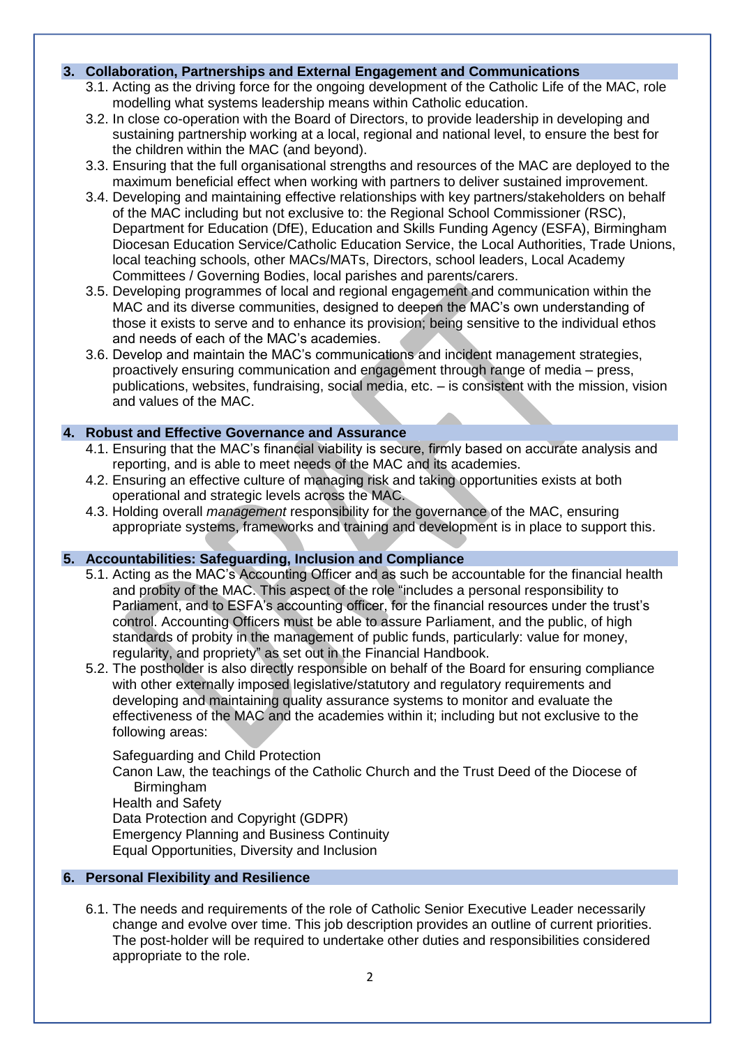## 3. Collaboration, Partnerships and External Engagement and Communications

3.1. Acting as the driving force for the ongoing development of the Catholic Life of the MAC, role modelling what systems leadership means within Catholic education.

3.2. In close co-operation with the Board of Directors, to provide leadership in developing and sustaining partnership working at a local, regional and national level, to ensure the best for the children within the MAC (and beyond).

3.3. Ensuring that the full organisational strengths and resources of the MAC are deployed to the maximum beneficial effect when working with partners to deliver sustained improvement.

3.4. Developing and maintaining effective relationships with key partners/stakeholders on behalf of the MAC including but not exclusive to: the Regional School Commissioner (RSC), Department for Education (DfE), Education and Skills Funding Agency (ESFA), Birmingham Diocesan Education Service/Catholic Education Service, the Local Authorities, Trade Unions, local teaching schools, other MACs/MATs, Directors, school leaders, Local Academy Committees / Governing Bodies, local parishes and parents/carers.

3.5. Developing programmes of local and regional engagement and communication within the MAC and its diverse communities, designed to deepen the MAC's own understanding of those it exists to serve and to enhance its provision; being sensitive to the individual ethos and needs of each of the MAC's academies.

3.6. Develop and maintain the MAC's communications and incident management strategies, proactively ensuring communication and engagement through range of media – press, publications, websites, fundraising, social media, etc. – is consistent with the mission, vision and values of the MAC.

## 4. Robust and Effective Governance and Assurance

4.1. Ensuring that the MAC's financial viability is secure, firmly based on accurate analysis and reporting, and is able to meet needs of the MAC and its academies.

4.2. Ensuring an effective culture of managing risk and taking opportunities exists at both operational and strategic levels across the MAC.

4.3. Holding overall *management* responsibility for the governance of the MAC, ensuring appropriate systems, frameworks and training and development is in place to support this.

## 5. Accountabilities: Safeguarding, Inclusion and Compliance

5.1. Acting as the MAC's Accounting Officer and as such be accountable for the financial health and probity of the MAC. This aspect of the role "includes a personal responsibility to Parliament, and to ESFA's accounting officer, for the financial resources under the trust's control. Accounting Officers must be able to assure Parliament, and the public, of high standards of probity in the management of public funds, particularly: value for money, regularity, and propriety" as set out in the Financial Handbook.

5.2. The postholder is also directly responsible on behalf of the Board for ensuring compliance with other externally imposed legislative/statutory and regulatory requirements and developing and maintaining quality assurance systems to monitor and evaluate the effectiveness of the MAC and the academies within it; including but not exclusive to the following areas:

Safeguarding and Child Protection
Canon Law, the teachings of the Catholic Church and the Trust Deed of the Diocese of Birmingham
Health and Safety
Data Protection and Copyright (GDPR)
Emergency Planning and Business Continuity
Equal Opportunities, Diversity and Inclusion

## 6. Personal Flexibility and Resilience

6.1. The needs and requirements of the role of Catholic Senior Executive Leader necessarily change and evolve over time. This job description provides an outline of current priorities. The post-holder will be required to undertake other duties and responsibilities considered appropriate to the role.